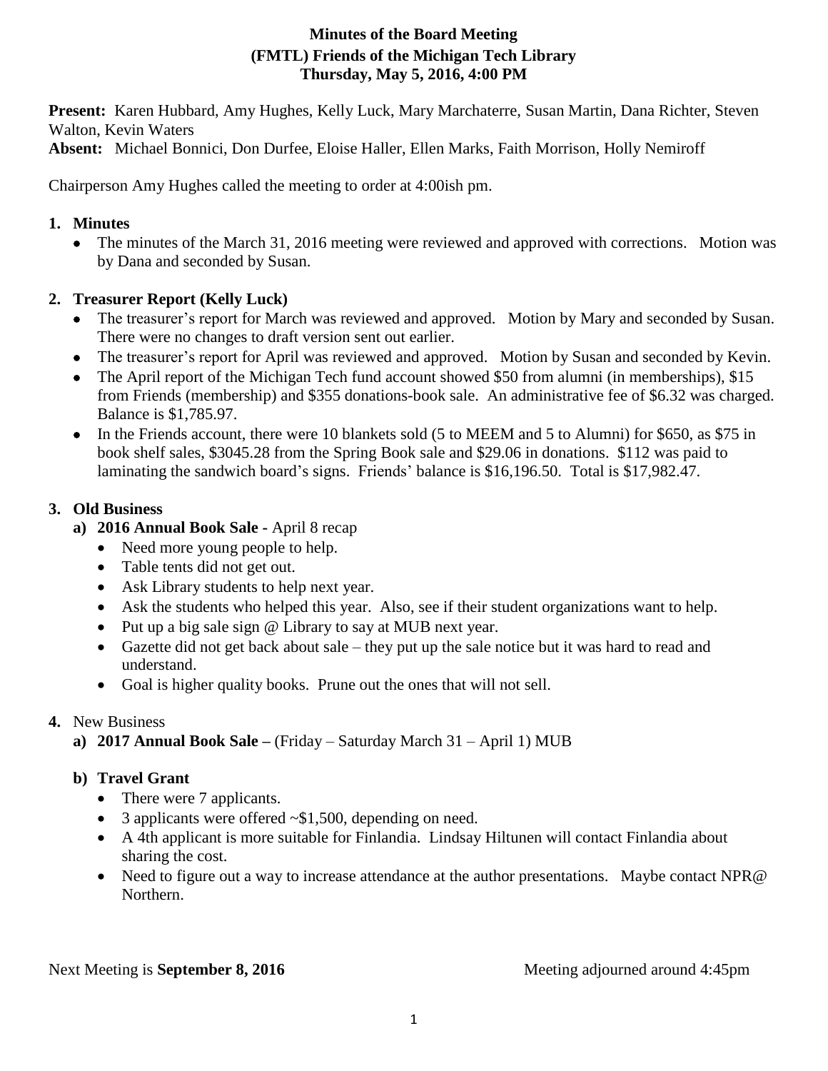# Minutes of the Board Meeting
## (FMTL) Friends of the Michigan Tech Library
### Thursday, May 5, 2016, 4:00 PM

**Present:** Karen Hubbard, Amy Hughes, Kelly Luck, Mary Marchaterre, Susan Martin, Dana Richter, Steven Walton, Kevin Waters

**Absent:** Michael Bonnici, Don Durfee, Eloise Haller, Ellen Marks, Faith Morrison, Holly Nemiroff

Chairperson Amy Hughes called the meeting to order at 4:00ish pm.

1. **Minutes**
   - The minutes of the March 31, 2016 meeting were reviewed and approved with corrections. Motion was by Dana and seconded by Susan.

2. **Treasurer Report (Kelly Luck)**
   - The treasurer's report for March was reviewed and approved. Motion by Mary and seconded by Susan. There were no changes to draft version sent out earlier.
   - The treasurer's report for April was reviewed and approved. Motion by Susan and seconded by Kevin.
   - The April report of the Michigan Tech fund account showed $50 from alumni (in memberships), $15 from Friends (membership) and $355 donations-book sale. An administrative fee of $6.32 was charged. Balance is $1,785.97.
   - In the Friends account, there were 10 blankets sold (5 to MEEM and 5 to Alumni) for $650, as $75 in book shelf sales, $3045.28 from the Spring Book sale and $29.06 in donations. $112 was paid to laminating the sandwich board's signs. Friends' balance is $16,196.50. Total is $17,982.47.

3. **Old Business**
   - **a) 2016 Annual Book Sale -** April 8 recap
     - Need more young people to help.
     - Table tents did not get out.
     - Ask Library students to help next year.
     - Ask the students who helped this year. Also, see if their student organizations want to help.
     - Put up a big sale sign @ Library to say at MUB next year.
     - Gazette did not get back about sale – they put up the sale notice but it was hard to read and understand.
     - Goal is higher quality books. Prune out the ones that will not sell.

4. New Business
   - **a) 2017 Annual Book Sale –** (Friday – Saturday March 31 – April 1) MUB
   - **b) Travel Grant**
     - There were 7 applicants.
     - 3 applicants were offered ~$1,500, depending on need.
     - A 4th applicant is more suitable for Finlandia. Lindsay Hiltunen will contact Finlandia about sharing the cost.
     - Need to figure out a way to increase attendance at the author presentations. Maybe contact NPR@ Northern.

Next Meeting is **September 8, 2016**

Meeting adjourned around 4:45pm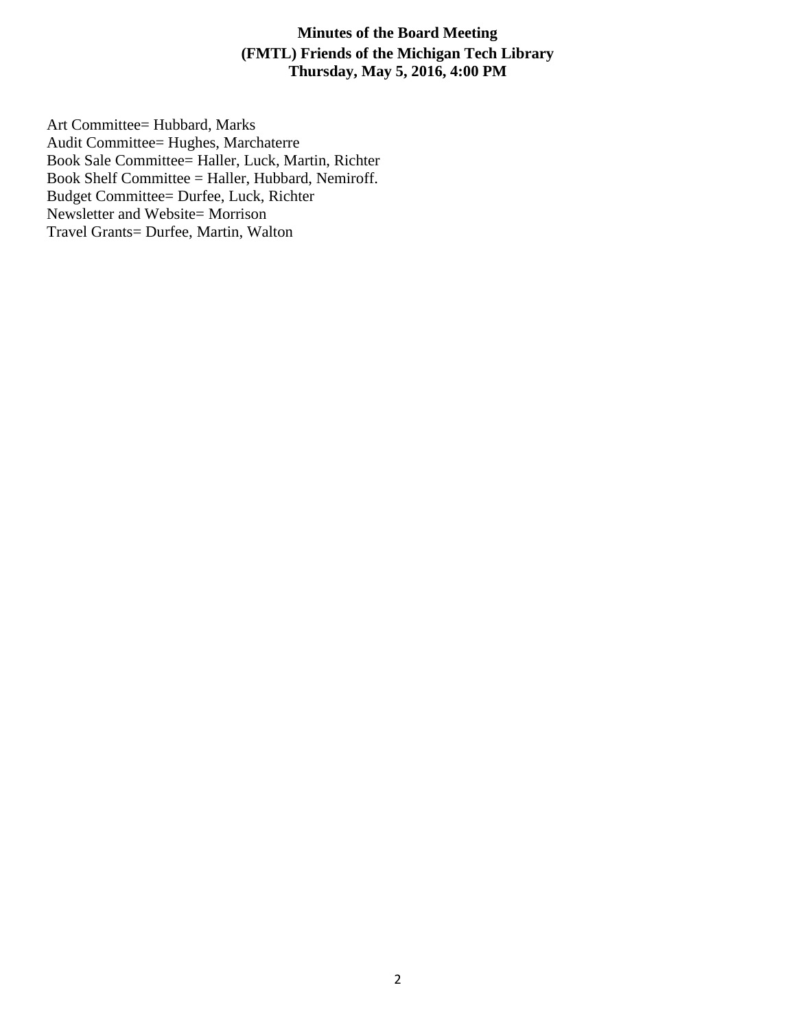**Minutes of the Board Meeting**
**(FMTL) Friends of the Michigan Tech Library**
**Thursday, May 5, 2016, 4:00 PM**

Art Committee= Hubbard, Marks
Audit Committee= Hughes, Marchaterre
Book Sale Committee= Haller, Luck, Martin, Richter
Book Shelf Committee = Haller, Hubbard, Nemiroff.
Budget Committee= Durfee, Luck, Richter
Newsletter and Website= Morrison
Travel Grants= Durfee, Martin, Walton